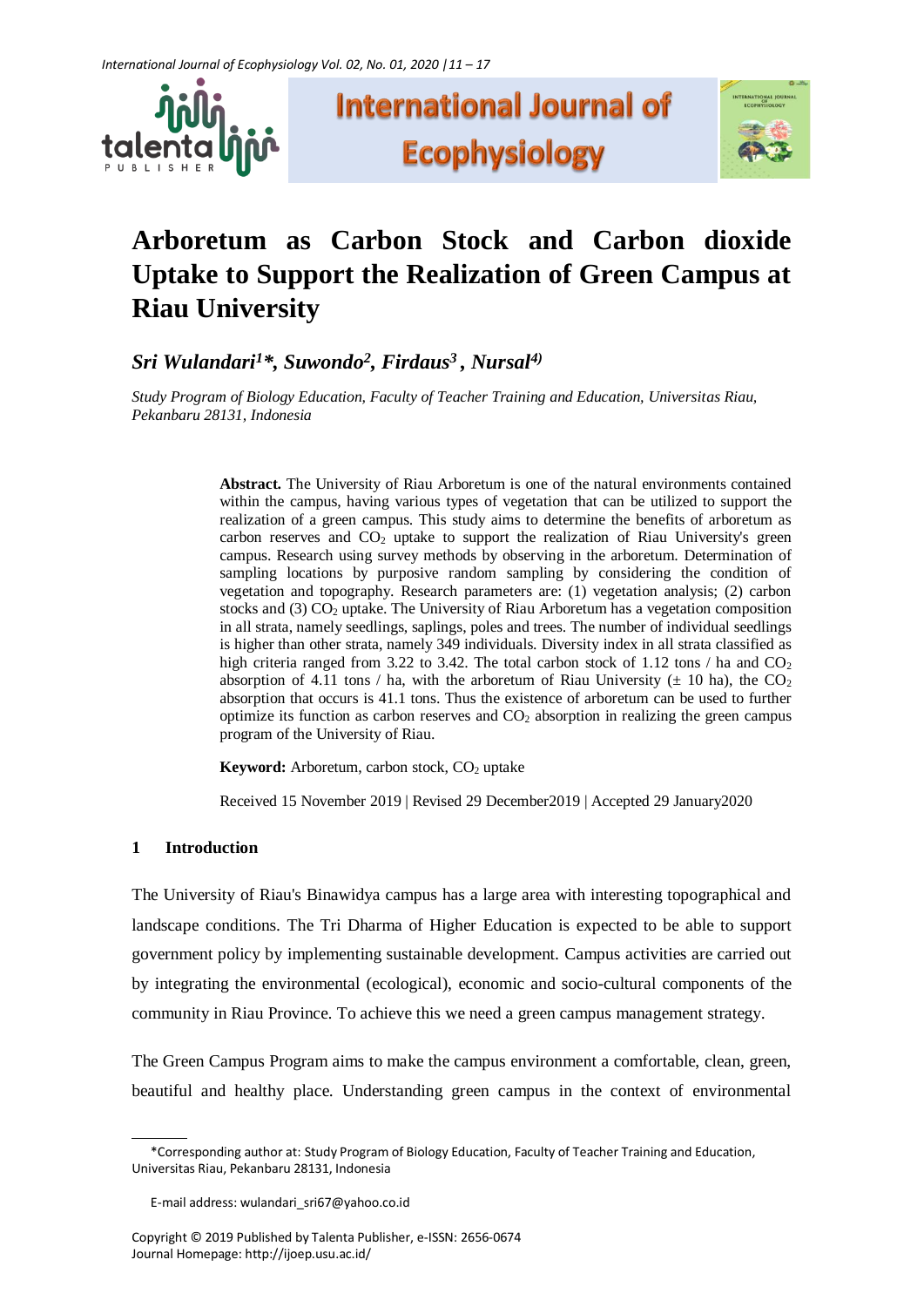# Arboretum as Carbon Stock and Carbon dioxide Uptake to Support the Realization of Green Campus at Riau University

***Sri Wulandari[1]\*, Suwondo[2], Firdaus[3] , Nursal[4)]***

*Study Program of Biology Education, Faculty of Teacher Training and Education, Universitas Riau, Pekanbaru 28131, Indonesia*

**Abstract.** The University of Riau Arboretum is one of the natural environments contained within the campus, having various types of vegetation that can be utilized to support the realization of a green campus. This study aims to determine the benefits of arboretum as carbon reserves and $CO_2$ uptake to support the realization of Riau University's green campus. Research using survey methods by observing in the arboretum. Determination of sampling locations by purposive random sampling by considering the condition of vegetation and topography. Research parameters are: (1) vegetation analysis; (2) carbon stocks and (3) $CO_2$ uptake. The University of Riau Arboretum has a vegetation composition in all strata, namely seedlings, saplings, poles and trees. The number of individual seedlings is higher than other strata, namely 349 individuals. Diversity index in all strata classified as high criteria ranged from 3.22 to 3.42. The total carbon stock of 1.12 tons / ha and $CO_2$ absorption of 4.11 tons / ha, with the arboretum of Riau University (± 10 ha), the $CO_2$ absorption that occurs is 41.1 tons. Thus the existence of arboretum can be used to further optimize its function as carbon reserves and $CO_2$ absorption in realizing the green campus program of the University of Riau.

**Keyword:** Arboretum, carbon stock, $CO_2$ uptake

Received 15 November 2019 | Revised 29 December2019 | Accepted 29 January2020

## 1 Introduction

The University of Riau's Binawidya campus has a large area with interesting topographical and landscape conditions. The Tri Dharma of Higher Education is expected to be able to support government policy by implementing sustainable development. Campus activities are carried out by integrating the environmental (ecological), economic and socio-cultural components of the community in Riau Province. To achieve this we need a green campus management strategy.

The Green Campus Program aims to make the campus environment a comfortable, clean, green, beautiful and healthy place. Understanding green campus in the context of environmental

\*Corresponding author at: Study Program of Biology Education, Faculty of Teacher Training and Education, Universitas Riau, Pekanbaru 28131, Indonesia

E-mail address: wulandari_sri67@yahoo.co.id

Copyright © 2019 Published by Talenta Publisher, e-ISSN: 2656-0674
Journal Homepage: http://ijoep.usu.ac.id/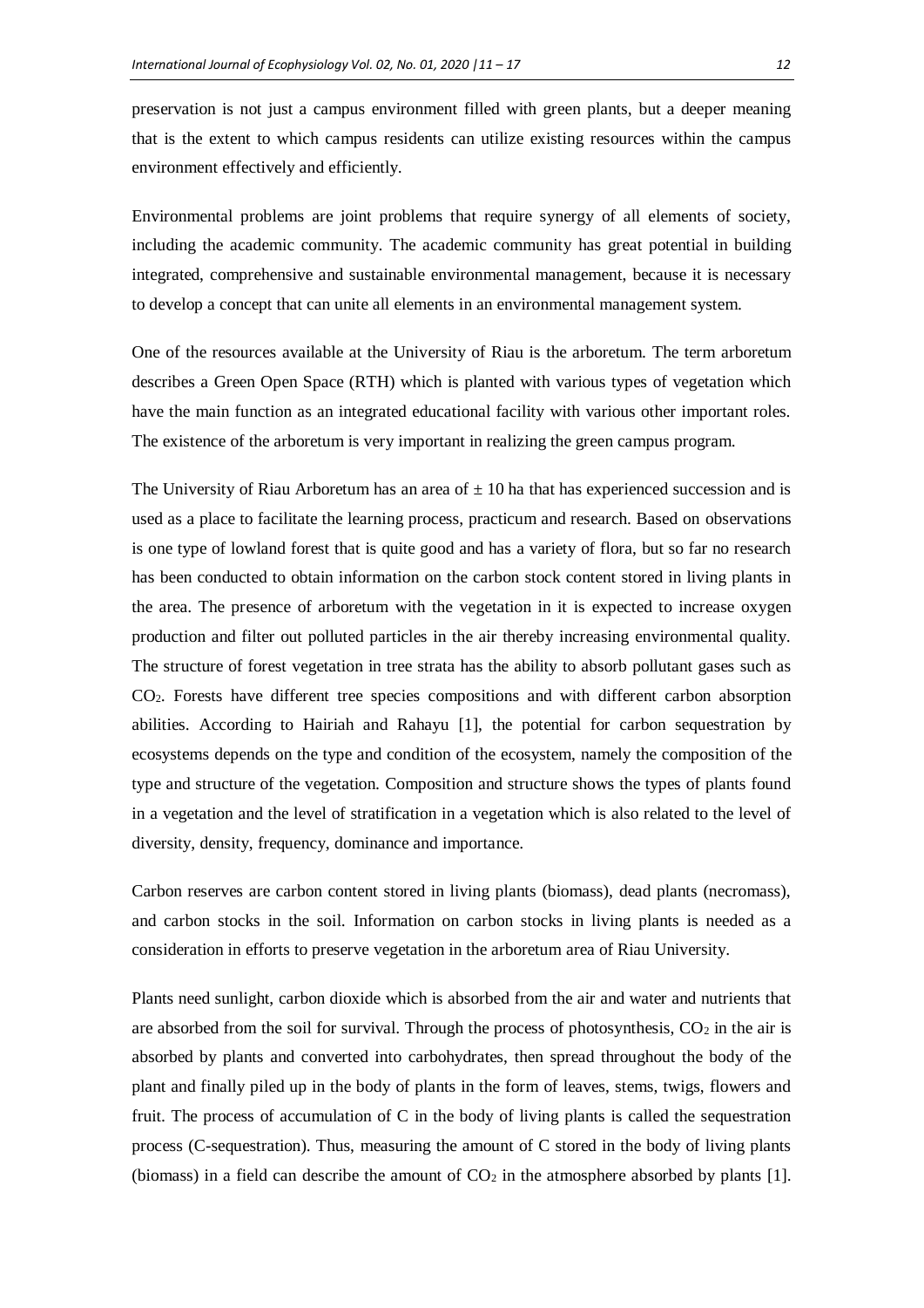preservation is not just a campus environment filled with green plants, but a deeper meaning that is the extent to which campus residents can utilize existing resources within the campus environment effectively and efficiently.

Environmental problems are joint problems that require synergy of all elements of society, including the academic community. The academic community has great potential in building integrated, comprehensive and sustainable environmental management, because it is necessary to develop a concept that can unite all elements in an environmental management system.

One of the resources available at the University of Riau is the arboretum. The term arboretum describes a Green Open Space (RTH) which is planted with various types of vegetation which have the main function as an integrated educational facility with various other important roles. The existence of the arboretum is very important in realizing the green campus program.

The University of Riau Arboretum has an area of $\pm$ 10 ha that has experienced succession and is used as a place to facilitate the learning process, practicum and research. Based on observations is one type of lowland forest that is quite good and has a variety of flora, but so far no research has been conducted to obtain information on the carbon stock content stored in living plants in the area. The presence of arboretum with the vegetation in it is expected to increase oxygen production and filter out polluted particles in the air thereby increasing environmental quality. The structure of forest vegetation in tree strata has the ability to absorb pollutant gases such as $CO_2$. Forests have different tree species compositions and with different carbon absorption abilities. According to Hairiah and Rahayu [1], the potential for carbon sequestration by ecosystems depends on the type and condition of the ecosystem, namely the composition of the type and structure of the vegetation. Composition and structure shows the types of plants found in a vegetation and the level of stratification in a vegetation which is also related to the level of diversity, density, frequency, dominance and importance.

Carbon reserves are carbon content stored in living plants (biomass), dead plants (necromass), and carbon stocks in the soil. Information on carbon stocks in living plants is needed as a consideration in efforts to preserve vegetation in the arboretum area of Riau University.

Plants need sunlight, carbon dioxide which is absorbed from the air and water and nutrients that are absorbed from the soil for survival. Through the process of photosynthesis, $CO_2$ in the air is absorbed by plants and converted into carbohydrates, then spread throughout the body of the plant and finally piled up in the body of plants in the form of leaves, stems, twigs, flowers and fruit. The process of accumulation of C in the body of living plants is called the sequestration process (C-sequestration). Thus, measuring the amount of C stored in the body of living plants (biomass) in a field can describe the amount of $CO_2$ in the atmosphere absorbed by plants [1].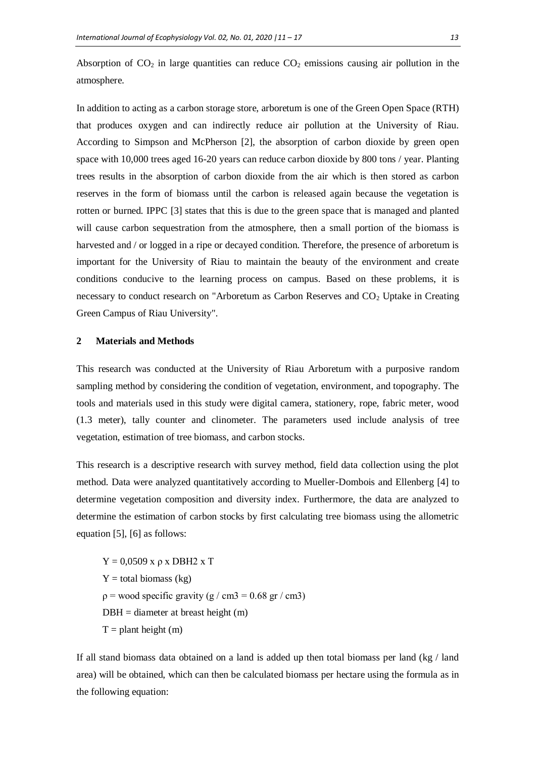Absorption of $CO_2$ in large quantities can reduce $CO_2$ emissions causing air pollution in the atmosphere.

In addition to acting as a carbon storage store, arboretum is one of the Green Open Space (RTH) that produces oxygen and can indirectly reduce air pollution at the University of Riau. According to Simpson and McPherson [2], the absorption of carbon dioxide by green open space with 10,000 trees aged 16-20 years can reduce carbon dioxide by 800 tons / year. Planting trees results in the absorption of carbon dioxide from the air which is then stored as carbon reserves in the form of biomass until the carbon is released again because the vegetation is rotten or burned. IPPC [3] states that this is due to the green space that is managed and planted will cause carbon sequestration from the atmosphere, then a small portion of the biomass is harvested and / or logged in a ripe or decayed condition. Therefore, the presence of arboretum is important for the University of Riau to maintain the beauty of the environment and create conditions conducive to the learning process on campus. Based on these problems, it is necessary to conduct research on "Arboretum as Carbon Reserves and $CO_2$ Uptake in Creating Green Campus of Riau University".

## 2 Materials and Methods

This research was conducted at the University of Riau Arboretum with a purposive random sampling method by considering the condition of vegetation, environment, and topography. The tools and materials used in this study were digital camera, stationery, rope, fabric meter, wood (1.3 meter), tally counter and clinometer. The parameters used include analysis of tree vegetation, estimation of tree biomass, and carbon stocks.

This research is a descriptive research with survey method, field data collection using the plot method. Data were analyzed quantitatively according to Mueller-Dombois and Ellenberg [4] to determine vegetation composition and diversity index. Furthermore, the data are analyzed to determine the estimation of carbon stocks by first calculating tree biomass using the allometric equation [5], [6] as follows:

$$Y = 0{,}0509 \times \rho \times DBH^2 \times T$$

$Y$ = total biomass (kg)

$\rho$ = wood specific gravity ($g / cm^3 = 0.68\ gr / cm^3$)

$DBH$ = diameter at breast height (m)

$T$ = plant height (m)

If all stand biomass data obtained on a land is added up then total biomass per land (kg / land area) will be obtained, which can then be calculated biomass per hectare using the formula as in the following equation: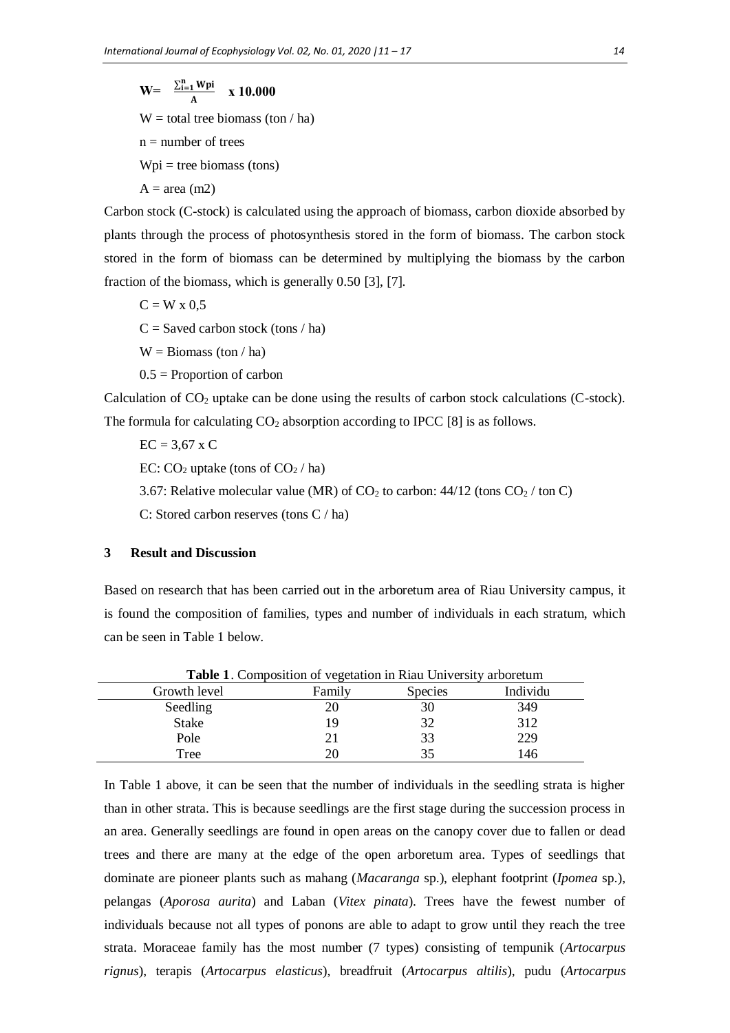$$W = \frac{\sum_{i=1}^{n} Wpi}{A} \times 10.000$$

W = total tree biomass (ton / ha)

n = number of trees

Wpi = tree biomass (tons)

A = area (m2)

Carbon stock (C-stock) is calculated using the approach of biomass, carbon dioxide absorbed by plants through the process of photosynthesis stored in the form of biomass. The carbon stock stored in the form of biomass can be determined by multiplying the biomass by the carbon fraction of the biomass, which is generally 0.50 [3], [7].

$$C = W \times 0{,}5$$

C = Saved carbon stock (tons / ha)

W = Biomass (ton / ha)

0.5 = Proportion of carbon

Calculation of $CO_2$ uptake can be done using the results of carbon stock calculations (C-stock). The formula for calculating $CO_2$ absorption according to IPCC [8] is as follows.

$$EC = 3{,}67 \times C$$

EC: $CO_2$ uptake (tons of $CO_2$ / ha)

3.67: Relative molecular value (MR) of $CO_2$ to carbon: 44/12 (tons $CO_2$ / ton C)

C: Stored carbon reserves (tons C / ha)

## 3 Result and Discussion

Based on research that has been carried out in the arboretum area of Riau University campus, it is found the composition of families, types and number of individuals in each stratum, which can be seen in Table 1 below.

**Table 1**. Composition of vegetation in Riau University arboretum

| Growth level | Family | Species | Individu |
|---|---|---|---|
| Seedling | 20 | 30 | 349 |
| Stake | 19 | 32 | 312 |
| Pole | 21 | 33 | 229 |
| Tree | 20 | 35 | 146 |

In Table 1 above, it can be seen that the number of individuals in the seedling strata is higher than in other strata. This is because seedlings are the first stage during the succession process in an area. Generally seedlings are found in open areas on the canopy cover due to fallen or dead trees and there are many at the edge of the open arboretum area. Types of seedlings that dominate are pioneer plants such as mahang (*Macaranga* sp.), elephant footprint (*Ipomea* sp.), pelangas (*Aporosa aurita*) and Laban (*Vitex pinata*). Trees have the fewest number of individuals because not all types of ponons are able to adapt to grow until they reach the tree strata. Moraceae family has the most number (7 types) consisting of tempunik (*Artocarpus rignus*), terapis (*Artocarpus elasticus*), breadfruit (*Artocarpus altilis*), pudu (*Artocarpus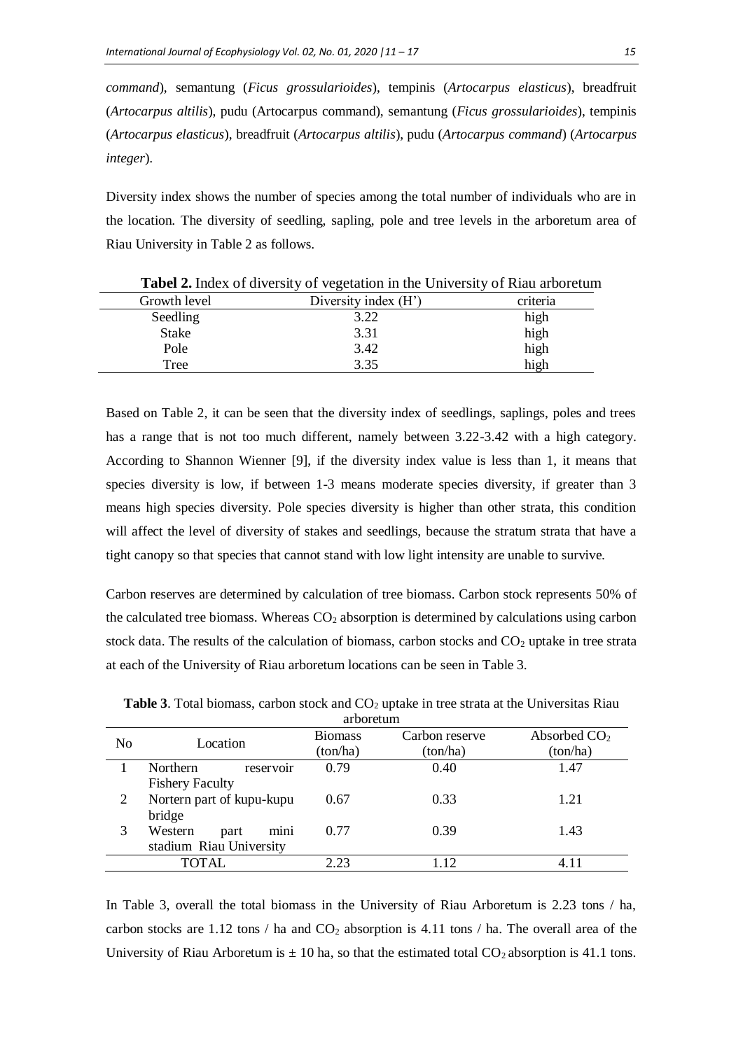*command*), semantung (*Ficus grossularioides*), tempinis (*Artocarpus elasticus*), breadfruit (*Artocarpus altilis*), pudu (Artocarpus command), semantung (*Ficus grossularioides*), tempinis (*Artocarpus elasticus*), breadfruit (*Artocarpus altilis*), pudu (*Artocarpus command*) (*Artocarpus integer*).

Diversity index shows the number of species among the total number of individuals who are in the location. The diversity of seedling, sapling, pole and tree levels in the arboretum area of Riau University in Table 2 as follows.

**Tabel 2.** Index of diversity of vegetation in the University of Riau arboretum

| Growth level | Diversity index (H') | criteria |
|---|---|---|
| Seedling | 3.22 | high |
| Stake | 3.31 | high |
| Pole | 3.42 | high |
| Tree | 3.35 | high |

Based on Table 2, it can be seen that the diversity index of seedlings, saplings, poles and trees has a range that is not too much different, namely between 3.22-3.42 with a high category. According to Shannon Wienner [9], if the diversity index value is less than 1, it means that species diversity is low, if between 1-3 means moderate species diversity, if greater than 3 means high species diversity. Pole species diversity is higher than other strata, this condition will affect the level of diversity of stakes and seedlings, because the stratum strata that have a tight canopy so that species that cannot stand with low light intensity are unable to survive.

Carbon reserves are determined by calculation of tree biomass. Carbon stock represents 50% of the calculated tree biomass. Whereas $CO_2$ absorption is determined by calculations using carbon stock data. The results of the calculation of biomass, carbon stocks and $CO_2$ uptake in tree strata at each of the University of Riau arboretum locations can be seen in Table 3.

**Table 3**. Total biomass, carbon stock and $CO_2$ uptake in tree strata at the Universitas Riau arboretum

| No | Location | Biomass (ton/ha) | Carbon reserve (ton/ha) | Absorbed $CO_2$ (ton/ha) |
|---|---|---|---|---|
| 1 | Northern reservoir Fishery Faculty | 0.79 | 0.40 | 1.47 |
| 2 | Nortern part of kupu-kupu bridge | 0.67 | 0.33 | 1.21 |
| 3 | Western part mini stadium Riau University | 0.77 | 0.39 | 1.43 |
| | TOTAL | 2.23 | 1.12 | 4.11 |

In Table 3, overall the total biomass in the University of Riau Arboretum is 2.23 tons / ha, carbon stocks are 1.12 tons / ha and $CO_2$ absorption is 4.11 tons / ha. The overall area of the University of Riau Arboretum is ± 10 ha, so that the estimated total $CO_2$ absorption is 41.1 tons.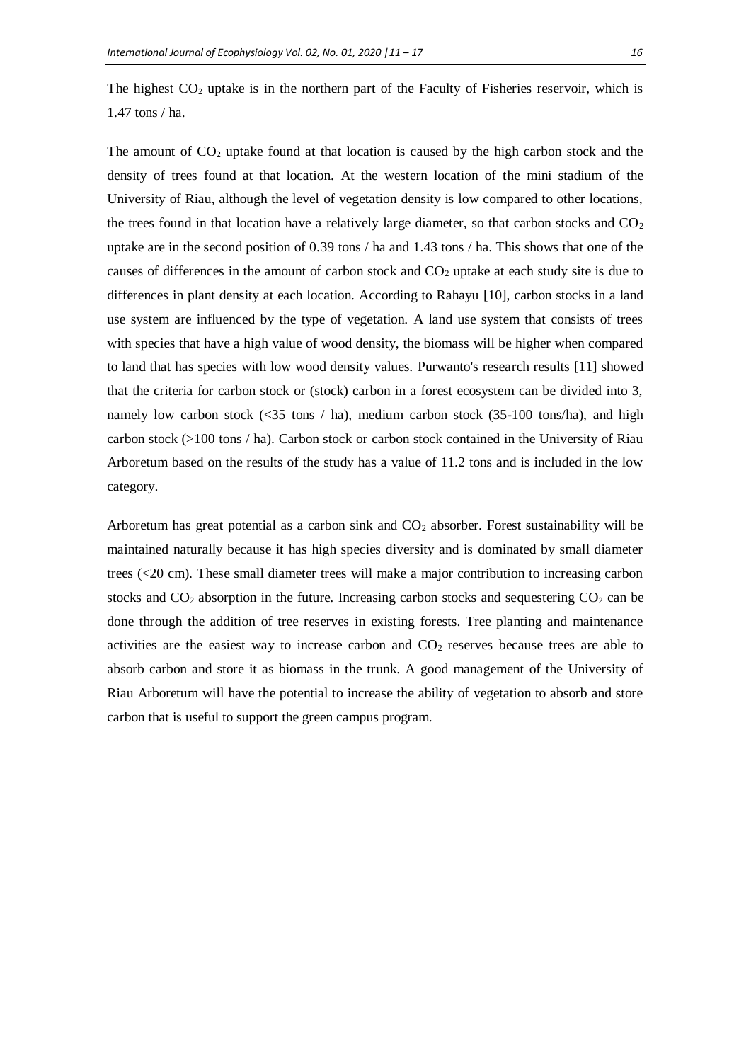The highest $CO_2$ uptake is in the northern part of the Faculty of Fisheries reservoir, which is 1.47 tons / ha.

The amount of $CO_2$ uptake found at that location is caused by the high carbon stock and the density of trees found at that location. At the western location of the mini stadium of the University of Riau, although the level of vegetation density is low compared to other locations, the trees found in that location have a relatively large diameter, so that carbon stocks and $CO_2$ uptake are in the second position of 0.39 tons / ha and 1.43 tons / ha. This shows that one of the causes of differences in the amount of carbon stock and $CO_2$ uptake at each study site is due to differences in plant density at each location. According to Rahayu [10], carbon stocks in a land use system are influenced by the type of vegetation. A land use system that consists of trees with species that have a high value of wood density, the biomass will be higher when compared to land that has species with low wood density values. Purwanto's research results [11] showed that the criteria for carbon stock or (stock) carbon in a forest ecosystem can be divided into 3, namely low carbon stock (<35 tons / ha), medium carbon stock (35-100 tons/ha), and high carbon stock (>100 tons / ha). Carbon stock or carbon stock contained in the University of Riau Arboretum based on the results of the study has a value of 11.2 tons and is included in the low category.

Arboretum has great potential as a carbon sink and $CO_2$ absorber. Forest sustainability will be maintained naturally because it has high species diversity and is dominated by small diameter trees (<20 cm). These small diameter trees will make a major contribution to increasing carbon stocks and $CO_2$ absorption in the future. Increasing carbon stocks and sequestering $CO_2$ can be done through the addition of tree reserves in existing forests. Tree planting and maintenance activities are the easiest way to increase carbon and $CO_2$ reserves because trees are able to absorb carbon and store it as biomass in the trunk. A good management of the University of Riau Arboretum will have the potential to increase the ability of vegetation to absorb and store carbon that is useful to support the green campus program.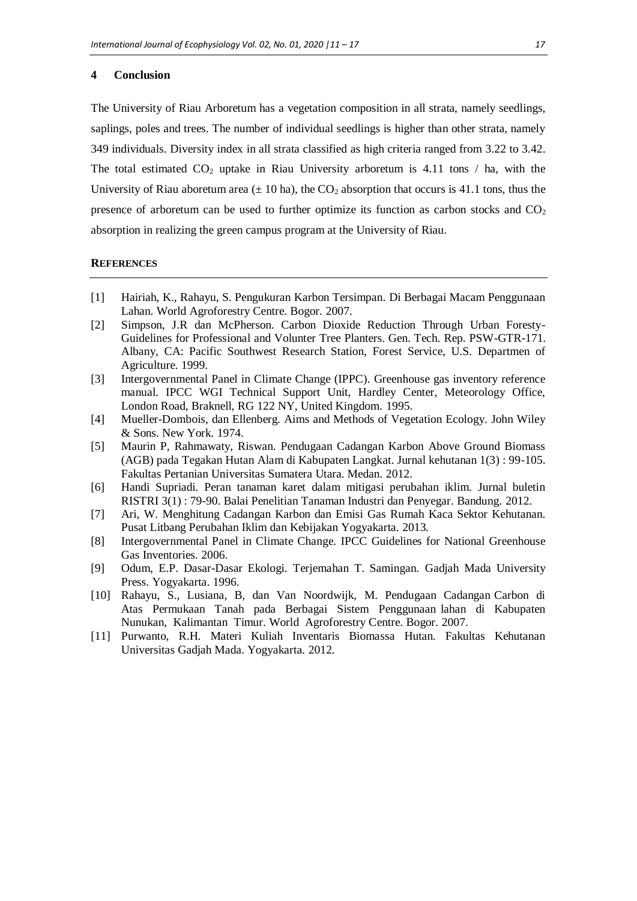## 4 Conclusion

The University of Riau Arboretum has a vegetation composition in all strata, namely seedlings, saplings, poles and trees. The number of individual seedlings is higher than other strata, namely 349 individuals. Diversity index in all strata classified as high criteria ranged from 3.22 to 3.42. The total estimated $CO_2$ uptake in Riau University arboretum is 4.11 tons / ha, with the University of Riau aboretum area (± 10 ha), the $CO_2$ absorption that occurs is 41.1 tons, thus the presence of arboretum can be used to further optimize its function as carbon stocks and $CO_2$ absorption in realizing the green campus program at the University of Riau.

## References

[1] Hairiah, K., Rahayu, S. Pengukuran Karbon Tersimpan. Di Berbagai Macam Penggunaan Lahan. World Agroforestry Centre. Bogor. 2007.

[2] Simpson, J.R dan McPherson. Carbon Dioxide Reduction Through Urban Foresty-Guidelines for Professional and Volunter Tree Planters. Gen. Tech. Rep. PSW-GTR-171. Albany, CA: Pacific Southwest Research Station, Forest Service, U.S. Departmen of Agriculture. 1999.

[3] Intergovernmental Panel in Climate Change (IPPC). Greenhouse gas inventory reference manual. IPCC WGI Technical Support Unit, Hardley Center, Meteorology Office, London Road, Braknell, RG 122 NY, United Kingdom. 1995.

[4] Mueller-Dombois, dan Ellenberg. Aims and Methods of Vegetation Ecology. John Wiley & Sons. New York. 1974.

[5] Maurin P, Rahmawaty, Riswan. Pendugaan Cadangan Karbon Above Ground Biomass (AGB) pada Tegakan Hutan Alam di Kabupaten Langkat. Jurnal kehutanan 1(3) : 99-105. Fakultas Pertanian Universitas Sumatera Utara. Medan. 2012.

[6] Handi Supriadi. Peran tanaman karet dalam mitigasi perubahan iklim. Jurnal buletin RISTRI 3(1) : 79-90. Balai Penelitian Tanaman Industri dan Penyegar. Bandung. 2012.

[7] Ari, W. Menghitung Cadangan Karbon dan Emisi Gas Rumah Kaca Sektor Kehutanan. Pusat Litbang Perubahan Iklim dan Kebijakan Yogyakarta. 2013.

[8] Intergovernmental Panel in Climate Change. IPCC Guidelines for National Greenhouse Gas Inventories. 2006.

[9] Odum, E.P. Dasar-Dasar Ekologi. Terjemahan T. Samingan. Gadjah Mada University Press. Yogyakarta. 1996.

[10] Rahayu, S., Lusiana, B, dan Van Noordwijk, M. Pendugaan Cadangan Carbon di Atas Permukaan Tanah pada Berbagai Sistem Penggunaan lahan di Kabupaten Nunukan, Kalimantan Timur. World Agroforestry Centre. Bogor. 2007.

[11] Purwanto, R.H. Materi Kuliah Inventaris Biomassa Hutan. Fakultas Kehutanan Universitas Gadjah Mada. Yogyakarta. 2012.